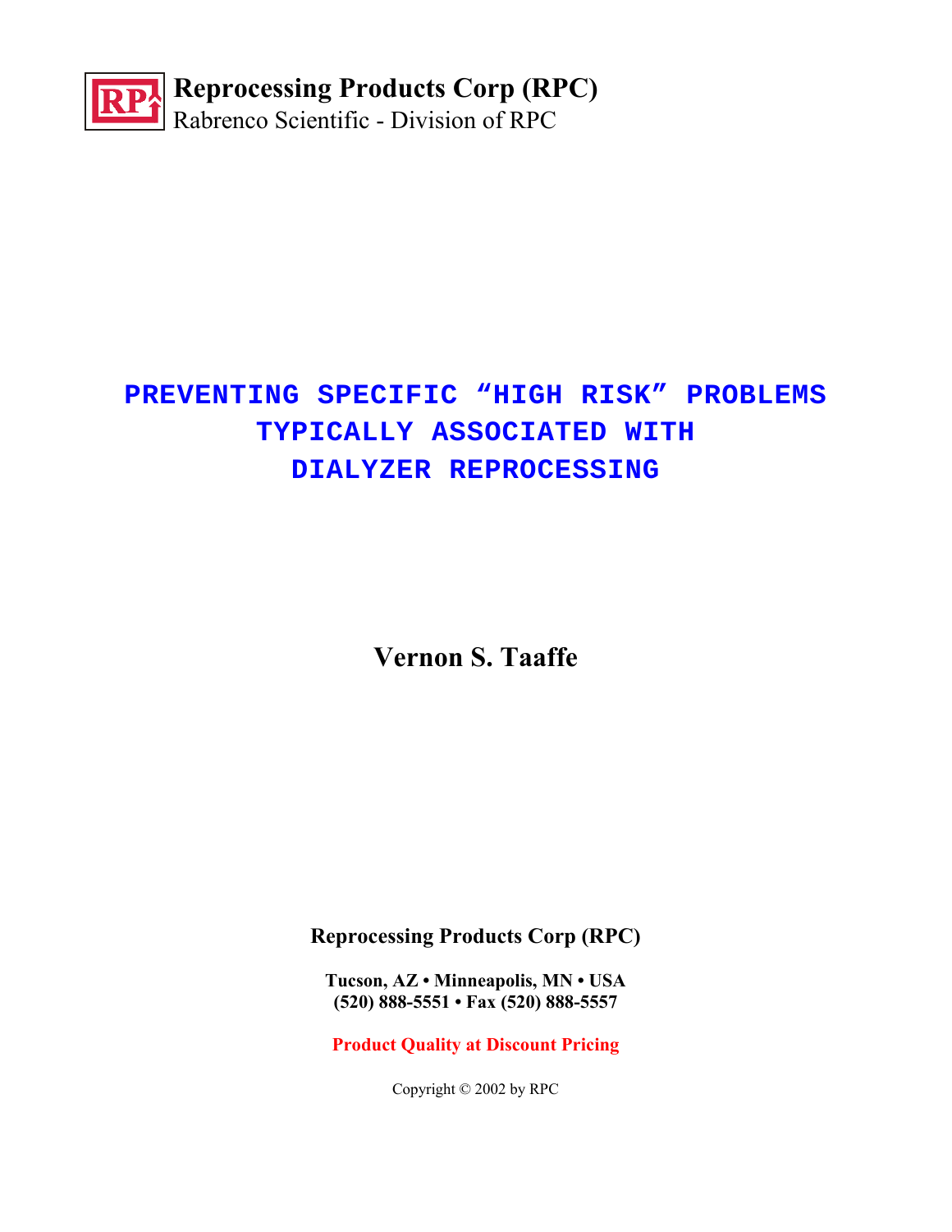**Reprocessing Products Corp (RPC)**
Rabrenco Scientific - Division of RPC

# PREVENTING SPECIFIC "HIGH RISK" PROBLEMS TYPICALLY ASSOCIATED WITH DIALYZER REPROCESSING

**Vernon S. Taaffe**

**Reprocessing Products Corp (RPC)**

**Tucson, AZ • Minneapolis, MN • USA**
**(520) 888-5551 • Fax (520) 888-5557**

**Product Quality at Discount Pricing**

Copyright © 2002 by RPC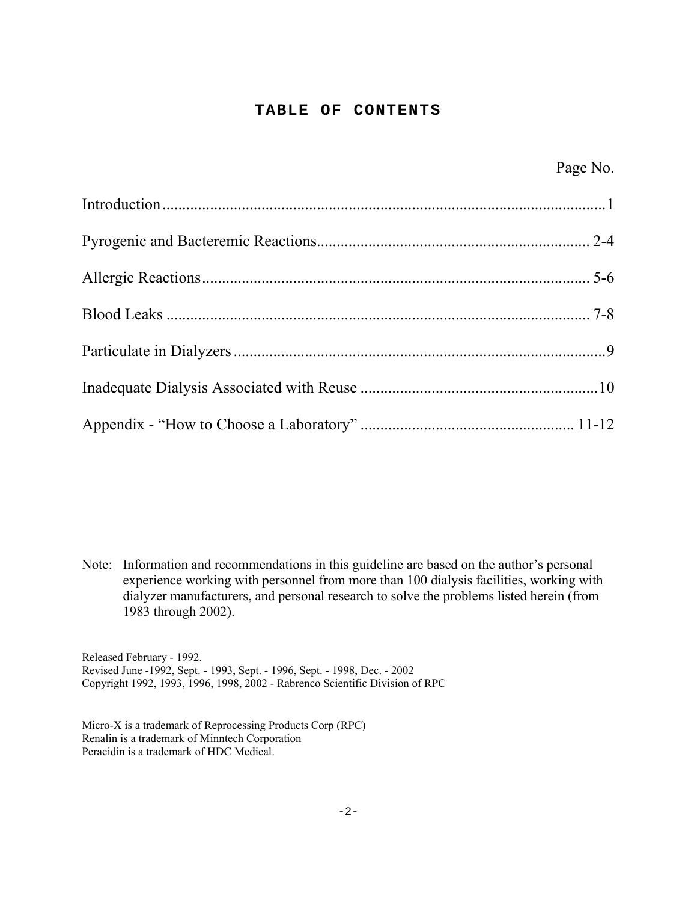# TABLE OF CONTENTS

| | Page No. |
|---|---|
| Introduction | 1 |
| Pyrogenic and Bacteremic Reactions | 2-4 |
| Allergic Reactions | 5-6 |
| Blood Leaks | 7-8 |
| Particulate in Dialyzers | 9 |
| Inadequate Dialysis Associated with Reuse | 10 |
| Appendix - "How to Choose a Laboratory" | 11-12 |

Note: Information and recommendations in this guideline are based on the author's personal experience working with personnel from more than 100 dialysis facilities, working with dialyzer manufacturers, and personal research to solve the problems listed herein (from 1983 through 2002).

Released February - 1992.
Revised June -1992, Sept. - 1993, Sept. - 1996, Sept. - 1998, Dec. - 2002
Copyright 1992, 1993, 1996, 1998, 2002 - Rabrenco Scientific Division of RPC

Micro-X is a trademark of Reprocessing Products Corp (RPC)
Renalin is a trademark of Minntech Corporation
Peracidin is a trademark of HDC Medical.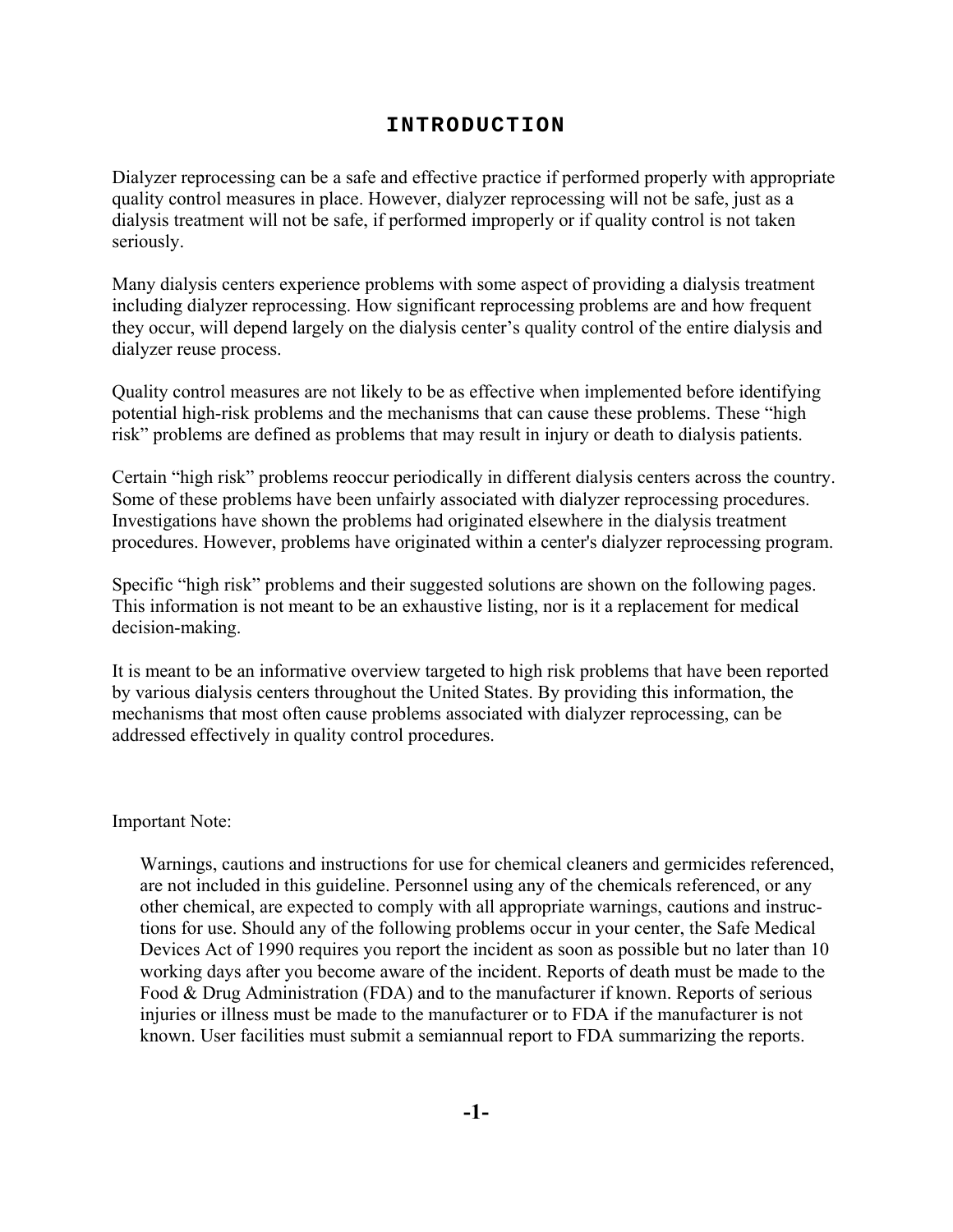# INTRODUCTION

Dialyzer reprocessing can be a safe and effective practice if performed properly with appropriate quality control measures in place. However, dialyzer reprocessing will not be safe, just as a dialysis treatment will not be safe, if performed improperly or if quality control is not taken seriously.

Many dialysis centers experience problems with some aspect of providing a dialysis treatment including dialyzer reprocessing. How significant reprocessing problems are and how frequent they occur, will depend largely on the dialysis center's quality control of the entire dialysis and dialyzer reuse process.

Quality control measures are not likely to be as effective when implemented before identifying potential high-risk problems and the mechanisms that can cause these problems. These "high risk" problems are defined as problems that may result in injury or death to dialysis patients.

Certain "high risk" problems reoccur periodically in different dialysis centers across the country. Some of these problems have been unfairly associated with dialyzer reprocessing procedures. Investigations have shown the problems had originated elsewhere in the dialysis treatment procedures. However, problems have originated within a center's dialyzer reprocessing program.

Specific "high risk" problems and their suggested solutions are shown on the following pages. This information is not meant to be an exhaustive listing, nor is it a replacement for medical decision-making.

It is meant to be an informative overview targeted to high risk problems that have been reported by various dialysis centers throughout the United States. By providing this information, the mechanisms that most often cause problems associated with dialyzer reprocessing, can be addressed effectively in quality control procedures.

Important Note:

> Warnings, cautions and instructions for use for chemical cleaners and germicides referenced, are not included in this guideline. Personnel using any of the chemicals referenced, or any other chemical, are expected to comply with all appropriate warnings, cautions and instructions for use. Should any of the following problems occur in your center, the Safe Medical Devices Act of 1990 requires you report the incident as soon as possible but no later than 10 working days after you become aware of the incident. Reports of death must be made to the Food & Drug Administration (FDA) and to the manufacturer if known. Reports of serious injuries or illness must be made to the manufacturer or to FDA if the manufacturer is not known. User facilities must submit a semiannual report to FDA summarizing the reports.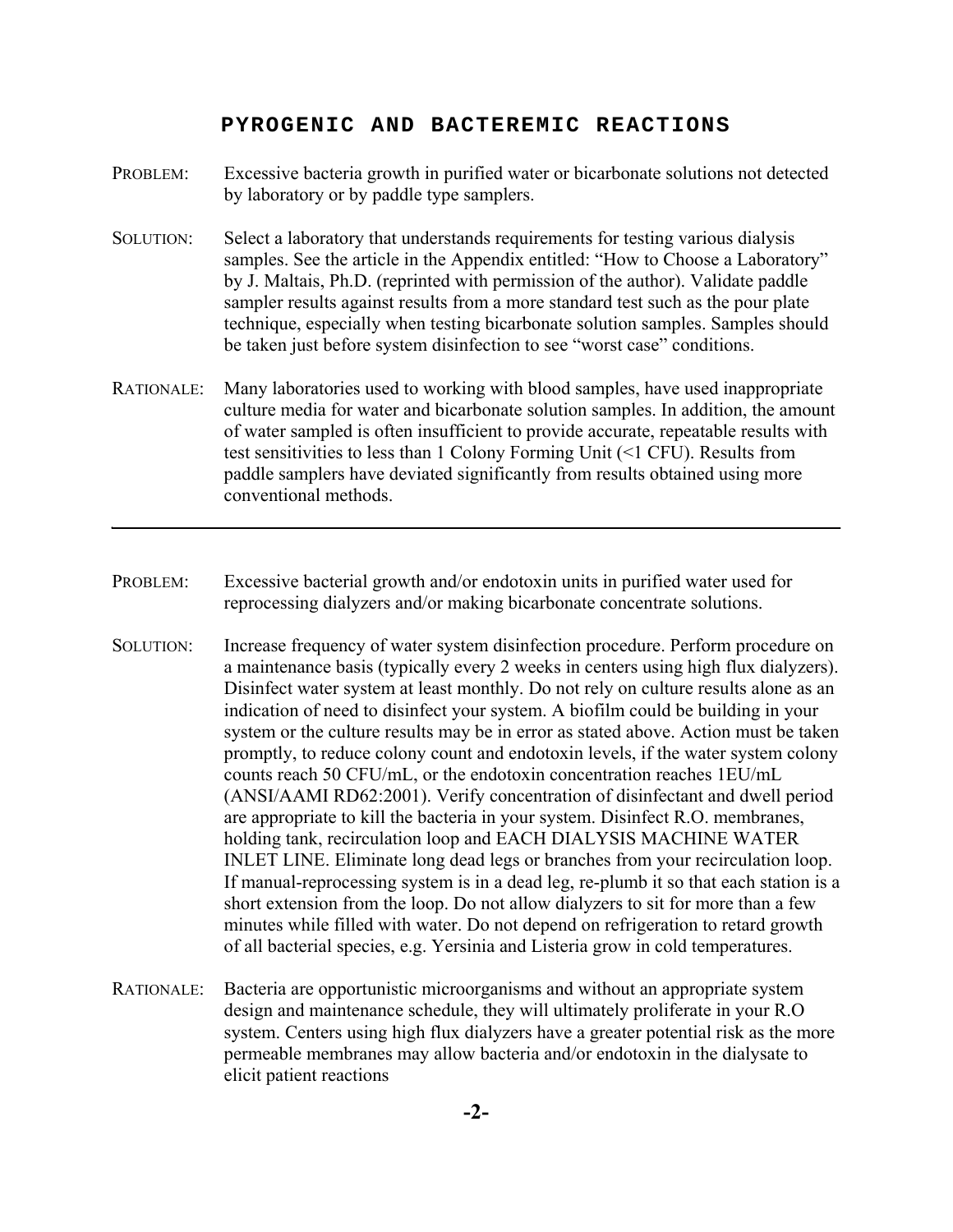## PYROGENIC AND BACTEREMIC REACTIONS

**PROBLEM:** Excessive bacteria growth in purified water or bicarbonate solutions not detected by laboratory or by paddle type samplers.

**SOLUTION:** Select a laboratory that understands requirements for testing various dialysis samples. See the article in the Appendix entitled: "How to Choose a Laboratory" by J. Maltais, Ph.D. (reprinted with permission of the author). Validate paddle sampler results against results from a more standard test such as the pour plate technique, especially when testing bicarbonate solution samples. Samples should be taken just before system disinfection to see "worst case" conditions.

**RATIONALE:** Many laboratories used to working with blood samples, have used inappropriate culture media for water and bicarbonate solution samples. In addition, the amount of water sampled is often insufficient to provide accurate, repeatable results with test sensitivities to less than 1 Colony Forming Unit (<1 CFU). Results from paddle samplers have deviated significantly from results obtained using more conventional methods.

---

**PROBLEM:** Excessive bacterial growth and/or endotoxin units in purified water used for reprocessing dialyzers and/or making bicarbonate concentrate solutions.

**SOLUTION:** Increase frequency of water system disinfection procedure. Perform procedure on a maintenance basis (typically every 2 weeks in centers using high flux dialyzers). Disinfect water system at least monthly. Do not rely on culture results alone as an indication of need to disinfect your system. A biofilm could be building in your system or the culture results may be in error as stated above. Action must be taken promptly, to reduce colony count and endotoxin levels, if the water system colony counts reach 50 CFU/mL, or the endotoxin concentration reaches 1EU/mL (ANSI/AAMI RD62:2001). Verify concentration of disinfectant and dwell period are appropriate to kill the bacteria in your system. Disinfect R.O. membranes, holding tank, recirculation loop and EACH DIALYSIS MACHINE WATER INLET LINE. Eliminate long dead legs or branches from your recirculation loop. If manual-reprocessing system is in a dead leg, re-plumb it so that each station is a short extension from the loop. Do not allow dialyzers to sit for more than a few minutes while filled with water. Do not depend on refrigeration to retard growth of all bacterial species, e.g. Yersinia and Listeria grow in cold temperatures.

**RATIONALE:** Bacteria are opportunistic microorganisms and without an appropriate system design and maintenance schedule, they will ultimately proliferate in your R.O system. Centers using high flux dialyzers have a greater potential risk as the more permeable membranes may allow bacteria and/or endotoxin in the dialysate to elicit patient reactions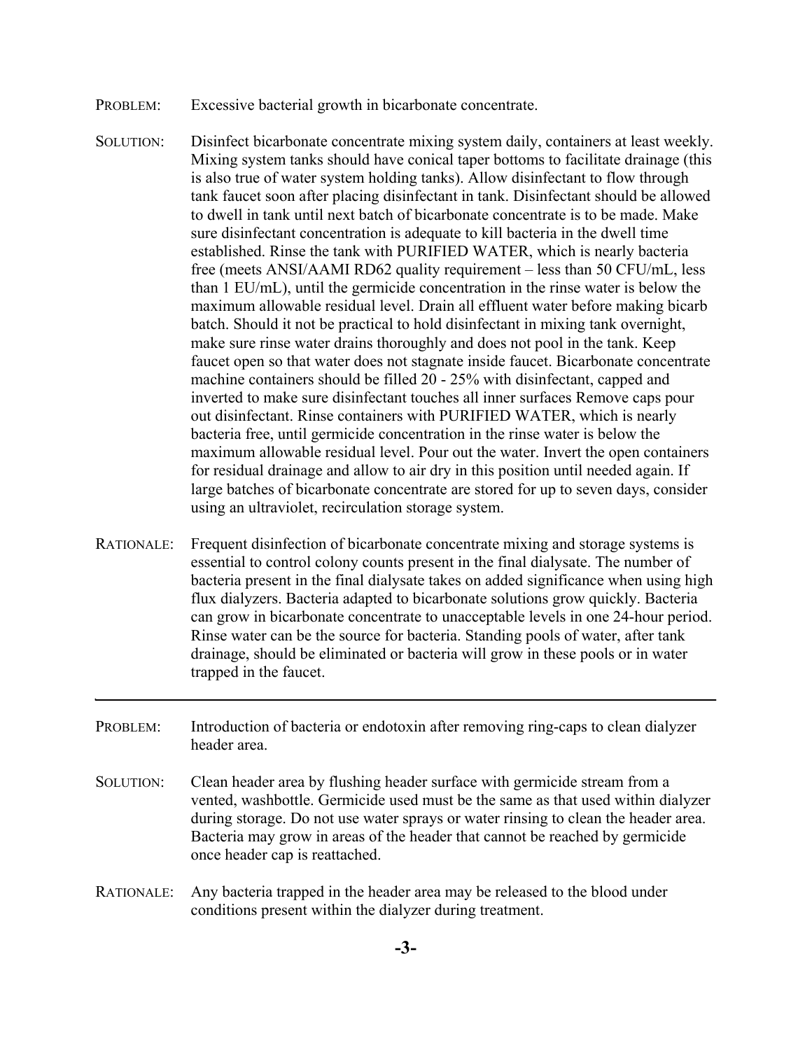PROBLEM: Excessive bacterial growth in bicarbonate concentrate.

SOLUTION: Disinfect bicarbonate concentrate mixing system daily, containers at least weekly. Mixing system tanks should have conical taper bottoms to facilitate drainage (this is also true of water system holding tanks). Allow disinfectant to flow through tank faucet soon after placing disinfectant in tank. Disinfectant should be allowed to dwell in tank until next batch of bicarbonate concentrate is to be made. Make sure disinfectant concentration is adequate to kill bacteria in the dwell time established. Rinse the tank with PURIFIED WATER, which is nearly bacteria free (meets ANSI/AAMI RD62 quality requirement – less than 50 CFU/mL, less than 1 EU/mL), until the germicide concentration in the rinse water is below the maximum allowable residual level. Drain all effluent water before making bicarb batch. Should it not be practical to hold disinfectant in mixing tank overnight, make sure rinse water drains thoroughly and does not pool in the tank. Keep faucet open so that water does not stagnate inside faucet. Bicarbonate concentrate machine containers should be filled 20 - 25% with disinfectant, capped and inverted to make sure disinfectant touches all inner surfaces Remove caps pour out disinfectant. Rinse containers with PURIFIED WATER, which is nearly bacteria free, until germicide concentration in the rinse water is below the maximum allowable residual level. Pour out the water. Invert the open containers for residual drainage and allow to air dry in this position until needed again. If large batches of bicarbonate concentrate are stored for up to seven days, consider using an ultraviolet, recirculation storage system.

RATIONALE: Frequent disinfection of bicarbonate concentrate mixing and storage systems is essential to control colony counts present in the final dialysate. The number of bacteria present in the final dialysate takes on added significance when using high flux dialyzers. Bacteria adapted to bicarbonate solutions grow quickly. Bacteria can grow in bicarbonate concentrate to unacceptable levels in one 24-hour period. Rinse water can be the source for bacteria. Standing pools of water, after tank drainage, should be eliminated or bacteria will grow in these pools or in water trapped in the faucet.

---

PROBLEM: Introduction of bacteria or endotoxin after removing ring-caps to clean dialyzer header area.

SOLUTION: Clean header area by flushing header surface with germicide stream from a vented, washbottle. Germicide used must be the same as that used within dialyzer during storage. Do not use water sprays or water rinsing to clean the header area. Bacteria may grow in areas of the header that cannot be reached by germicide once header cap is reattached.

RATIONALE: Any bacteria trapped in the header area may be released to the blood under conditions present within the dialyzer during treatment.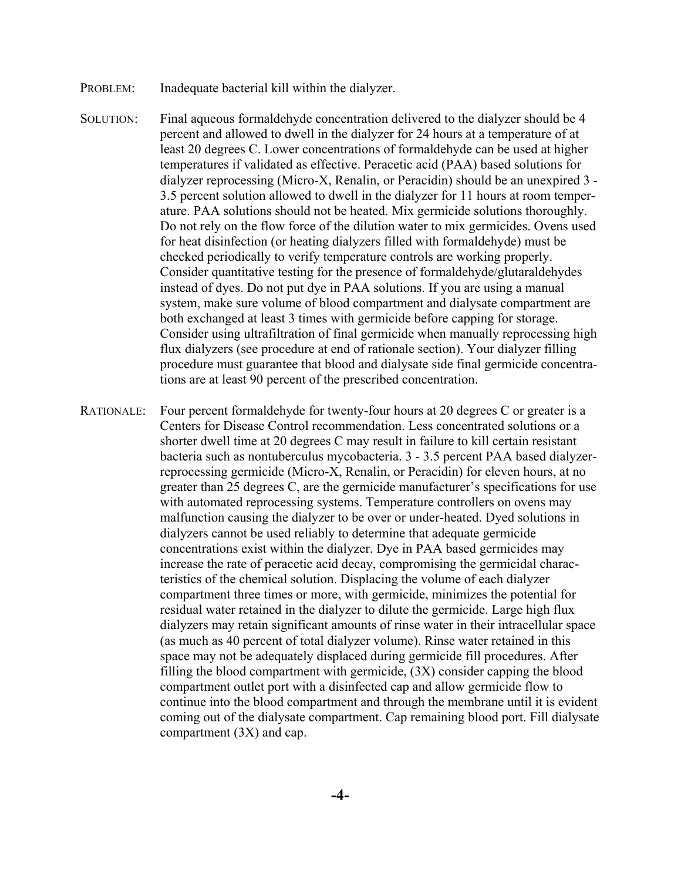PROBLEM: Inadequate bacterial kill within the dialyzer.

SOLUTION: Final aqueous formaldehyde concentration delivered to the dialyzer should be 4 percent and allowed to dwell in the dialyzer for 24 hours at a temperature of at least 20 degrees C. Lower concentrations of formaldehyde can be used at higher temperatures if validated as effective. Peracetic acid (PAA) based solutions for dialyzer reprocessing (Micro-X, Renalin, or Peracidin) should be an unexpired 3 - 3.5 percent solution allowed to dwell in the dialyzer for 11 hours at room temperature. PAA solutions should not be heated. Mix germicide solutions thoroughly. Do not rely on the flow force of the dilution water to mix germicides. Ovens used for heat disinfection (or heating dialyzers filled with formaldehyde) must be checked periodically to verify temperature controls are working properly. Consider quantitative testing for the presence of formaldehyde/glutaraldehydes instead of dyes. Do not put dye in PAA solutions. If you are using a manual system, make sure volume of blood compartment and dialysate compartment are both exchanged at least 3 times with germicide before capping for storage. Consider using ultrafiltration of final germicide when manually reprocessing high flux dialyzers (see procedure at end of rationale section). Your dialyzer filling procedure must guarantee that blood and dialysate side final germicide concentrations are at least 90 percent of the prescribed concentration.

RATIONALE: Four percent formaldehyde for twenty-four hours at 20 degrees C or greater is a Centers for Disease Control recommendation. Less concentrated solutions or a shorter dwell time at 20 degrees C may result in failure to kill certain resistant bacteria such as nontuberculus mycobacteria. 3 - 3.5 percent PAA based dialyzer-reprocessing germicide (Micro-X, Renalin, or Peracidin) for eleven hours, at no greater than 25 degrees C, are the germicide manufacturer's specifications for use with automated reprocessing systems. Temperature controllers on ovens may malfunction causing the dialyzer to be over or under-heated. Dyed solutions in dialyzers cannot be used reliably to determine that adequate germicide concentrations exist within the dialyzer. Dye in PAA based germicides may increase the rate of peracetic acid decay, compromising the germicidal characteristics of the chemical solution. Displacing the volume of each dialyzer compartment three times or more, with germicide, minimizes the potential for residual water retained in the dialyzer to dilute the germicide. Large high flux dialyzers may retain significant amounts of rinse water in their intracellular space (as much as 40 percent of total dialyzer volume). Rinse water retained in this space may not be adequately displaced during germicide fill procedures. After filling the blood compartment with germicide, (3X) consider capping the blood compartment outlet port with a disinfected cap and allow germicide flow to continue into the blood compartment and through the membrane until it is evident coming out of the dialysate compartment. Cap remaining blood port. Fill dialysate compartment (3X) and cap.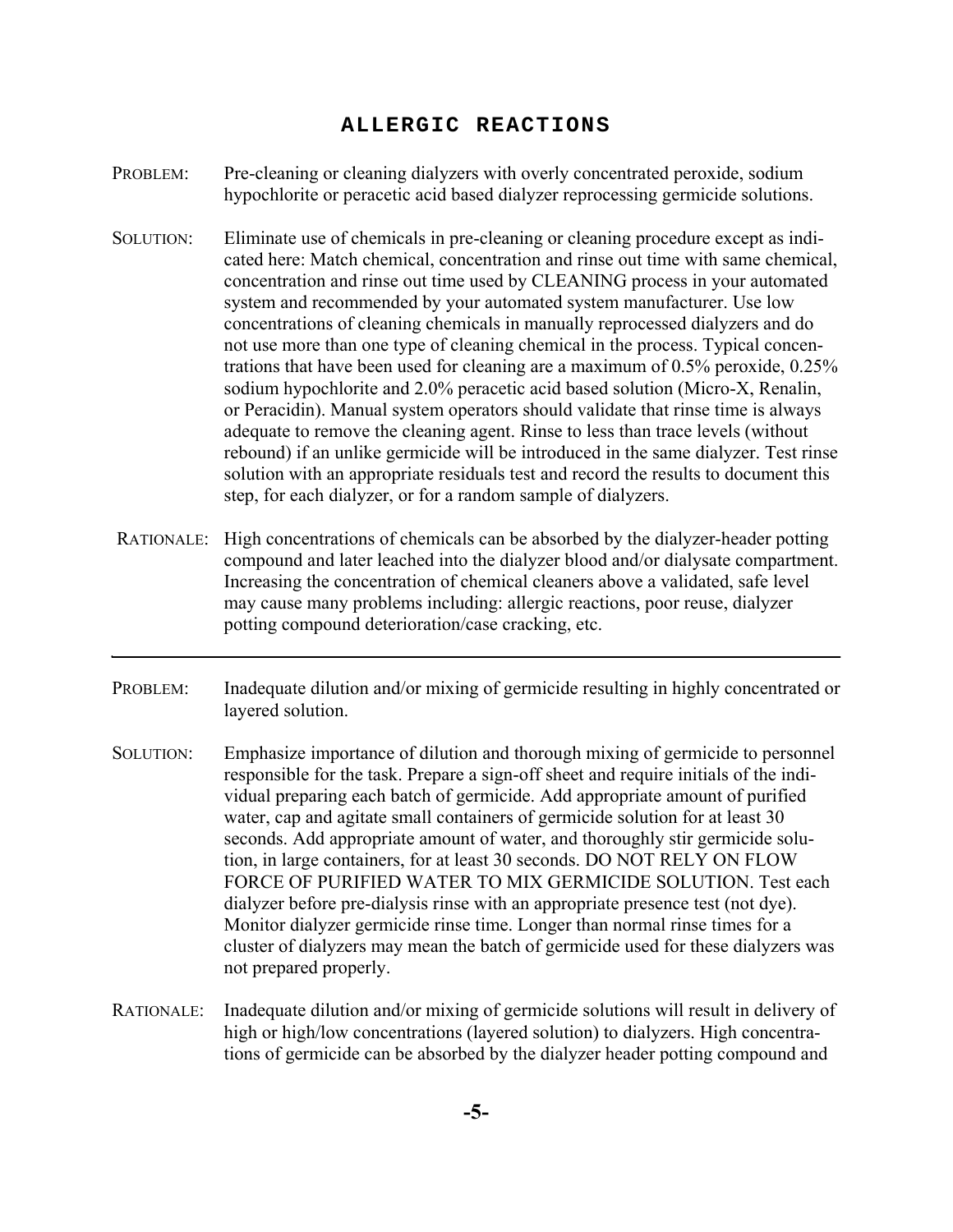## ALLERGIC REACTIONS

PROBLEM: Pre-cleaning or cleaning dialyzers with overly concentrated peroxide, sodium hypochlorite or peracetic acid based dialyzer reprocessing germicide solutions.

SOLUTION: Eliminate use of chemicals in pre-cleaning or cleaning procedure except as indicated here: Match chemical, concentration and rinse out time with same chemical, concentration and rinse out time used by CLEANING process in your automated system and recommended by your automated system manufacturer. Use low concentrations of cleaning chemicals in manually reprocessed dialyzers and do not use more than one type of cleaning chemical in the process. Typical concentrations that have been used for cleaning are a maximum of 0.5% peroxide, 0.25% sodium hypochlorite and 2.0% peracetic acid based solution (Micro-X, Renalin, or Peracidin). Manual system operators should validate that rinse time is always adequate to remove the cleaning agent. Rinse to less than trace levels (without rebound) if an unlike germicide will be introduced in the same dialyzer. Test rinse solution with an appropriate residuals test and record the results to document this step, for each dialyzer, or for a random sample of dialyzers.

RATIONALE: High concentrations of chemicals can be absorbed by the dialyzer-header potting compound and later leached into the dialyzer blood and/or dialysate compartment. Increasing the concentration of chemical cleaners above a validated, safe level may cause many problems including: allergic reactions, poor reuse, dialyzer potting compound deterioration/case cracking, etc.

---

PROBLEM: Inadequate dilution and/or mixing of germicide resulting in highly concentrated or layered solution.

SOLUTION: Emphasize importance of dilution and thorough mixing of germicide to personnel responsible for the task. Prepare a sign-off sheet and require initials of the individual preparing each batch of germicide. Add appropriate amount of purified water, cap and agitate small containers of germicide solution for at least 30 seconds. Add appropriate amount of water, and thoroughly stir germicide solution, in large containers, for at least 30 seconds. DO NOT RELY ON FLOW FORCE OF PURIFIED WATER TO MIX GERMICIDE SOLUTION. Test each dialyzer before pre-dialysis rinse with an appropriate presence test (not dye). Monitor dialyzer germicide rinse time. Longer than normal rinse times for a cluster of dialyzers may mean the batch of germicide used for these dialyzers was not prepared properly.

RATIONALE: Inadequate dilution and/or mixing of germicide solutions will result in delivery of high or high/low concentrations (layered solution) to dialyzers. High concentrations of germicide can be absorbed by the dialyzer header potting compound and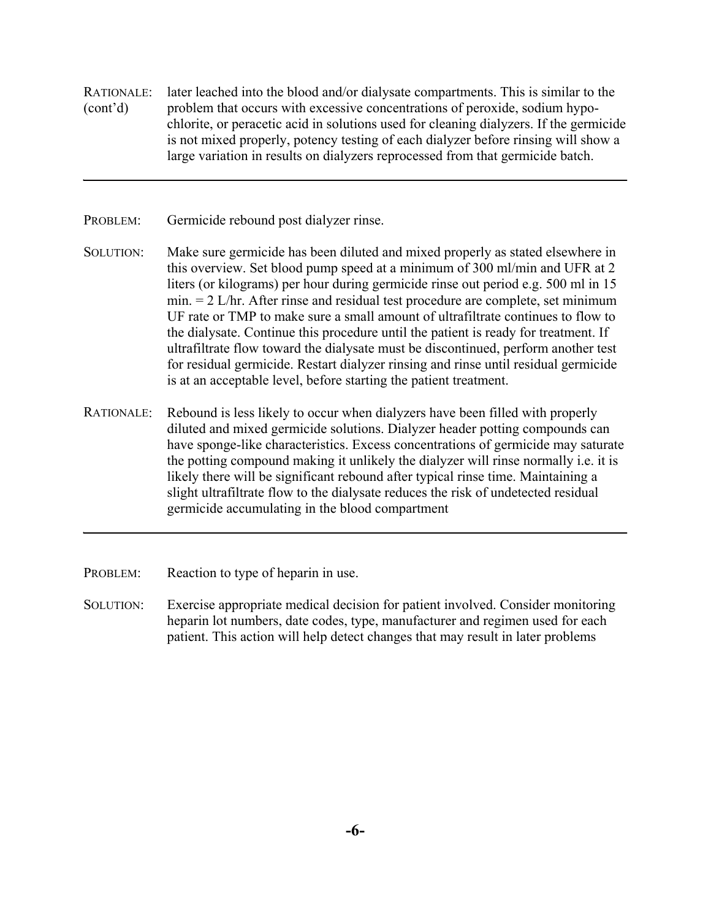RATIONALE: (cont'd) later leached into the blood and/or dialysate compartments. This is similar to the problem that occurs with excessive concentrations of peroxide, sodium hypochlorite, or peracetic acid in solutions used for cleaning dialyzers. If the germicide is not mixed properly, potency testing of each dialyzer before rinsing will show a large variation in results on dialyzers reprocessed from that germicide batch.

---

PROBLEM: Germicide rebound post dialyzer rinse.

SOLUTION: Make sure germicide has been diluted and mixed properly as stated elsewhere in this overview. Set blood pump speed at a minimum of 300 ml/min and UFR at 2 liters (or kilograms) per hour during germicide rinse out period e.g. 500 ml in 15 min. = 2 L/hr. After rinse and residual test procedure are complete, set minimum UF rate or TMP to make sure a small amount of ultrafiltrate continues to flow to the dialysate. Continue this procedure until the patient is ready for treatment. If ultrafiltrate flow toward the dialysate must be discontinued, perform another test for residual germicide. Restart dialyzer rinsing and rinse until residual germicide is at an acceptable level, before starting the patient treatment.

RATIONALE: Rebound is less likely to occur when dialyzers have been filled with properly diluted and mixed germicide solutions. Dialyzer header potting compounds can have sponge-like characteristics. Excess concentrations of germicide may saturate the potting compound making it unlikely the dialyzer will rinse normally i.e. it is likely there will be significant rebound after typical rinse time. Maintaining a slight ultrafiltrate flow to the dialysate reduces the risk of undetected residual germicide accumulating in the blood compartment

---

PROBLEM: Reaction to type of heparin in use.

SOLUTION: Exercise appropriate medical decision for patient involved. Consider monitoring heparin lot numbers, date codes, type, manufacturer and regimen used for each patient. This action will help detect changes that may result in later problems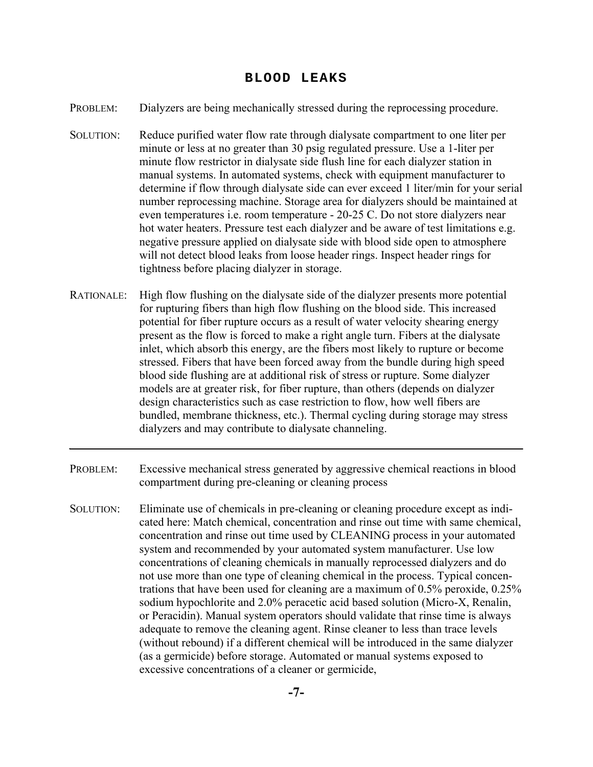# BLOOD LEAKS

PROBLEM: Dialyzers are being mechanically stressed during the reprocessing procedure.

SOLUTION: Reduce purified water flow rate through dialysate compartment to one liter per minute or less at no greater than 30 psig regulated pressure. Use a 1-liter per minute flow restrictor in dialysate side flush line for each dialyzer station in manual systems. In automated systems, check with equipment manufacturer to determine if flow through dialysate side can ever exceed 1 liter/min for your serial number reprocessing machine. Storage area for dialyzers should be maintained at even temperatures i.e. room temperature - 20-25 C. Do not store dialyzers near hot water heaters. Pressure test each dialyzer and be aware of test limitations e.g. negative pressure applied on dialysate side with blood side open to atmosphere will not detect blood leaks from loose header rings. Inspect header rings for tightness before placing dialyzer in storage.

RATIONALE: High flow flushing on the dialysate side of the dialyzer presents more potential for rupturing fibers than high flow flushing on the blood side. This increased potential for fiber rupture occurs as a result of water velocity shearing energy present as the flow is forced to make a right angle turn. Fibers at the dialysate inlet, which absorb this energy, are the fibers most likely to rupture or become stressed. Fibers that have been forced away from the bundle during high speed blood side flushing are at additional risk of stress or rupture. Some dialyzer models are at greater risk, for fiber rupture, than others (depends on dialyzer design characteristics such as case restriction to flow, how well fibers are bundled, membrane thickness, etc.). Thermal cycling during storage may stress dialyzers and may contribute to dialysate channeling.

---

PROBLEM: Excessive mechanical stress generated by aggressive chemical reactions in blood compartment during pre-cleaning or cleaning process

SOLUTION: Eliminate use of chemicals in pre-cleaning or cleaning procedure except as indicated here: Match chemical, concentration and rinse out time with same chemical, concentration and rinse out time used by CLEANING process in your automated system and recommended by your automated system manufacturer. Use low concentrations of cleaning chemicals in manually reprocessed dialyzers and do not use more than one type of cleaning chemical in the process. Typical concentrations that have been used for cleaning are a maximum of 0.5% peroxide, 0.25% sodium hypochlorite and 2.0% peracetic acid based solution (Micro-X, Renalin, or Peracidin). Manual system operators should validate that rinse time is always adequate to remove the cleaning agent. Rinse cleaner to less than trace levels (without rebound) if a different chemical will be introduced in the same dialyzer (as a germicide) before storage. Automated or manual systems exposed to excessive concentrations of a cleaner or germicide,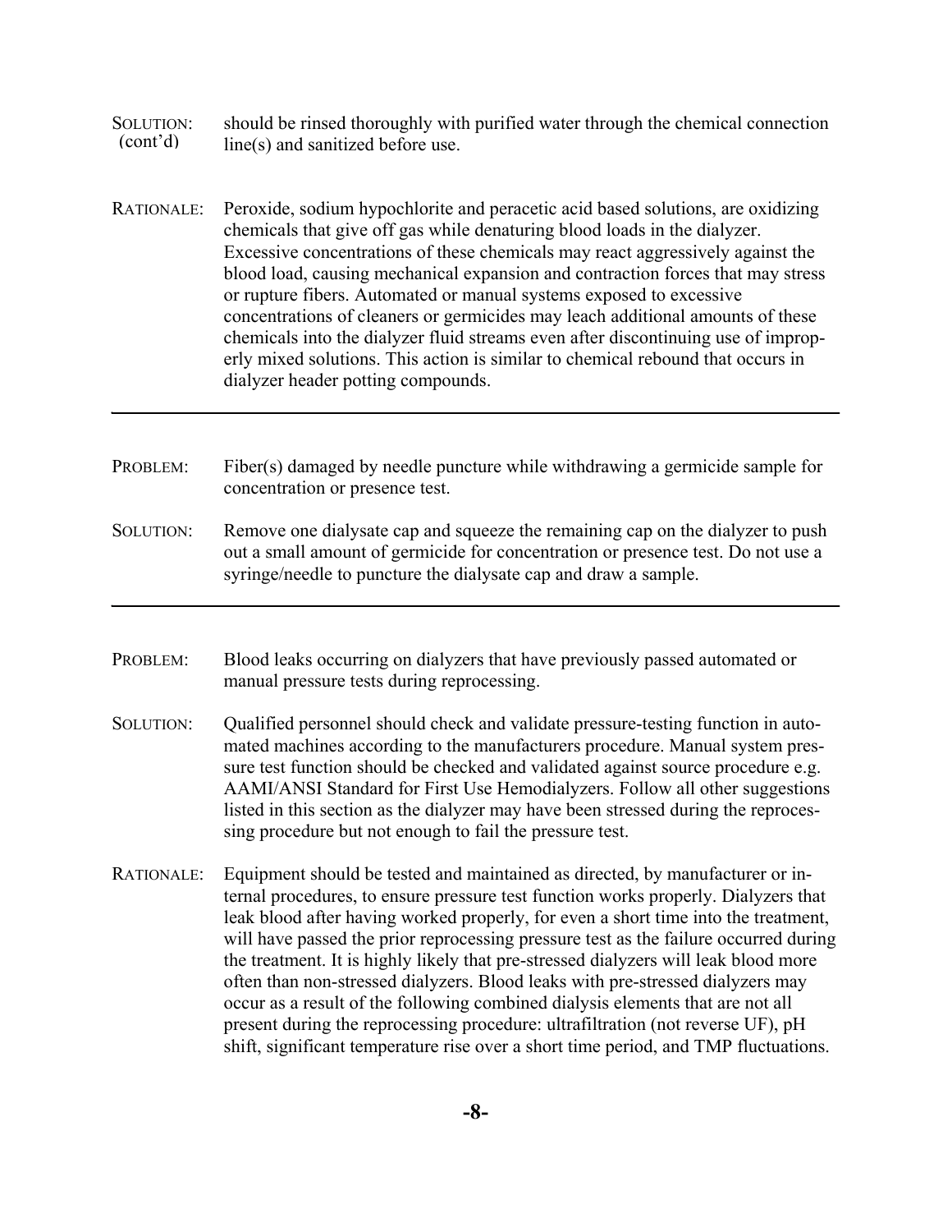**SOLUTION: (cont'd)** should be rinsed thoroughly with purified water through the chemical connection line(s) and sanitized before use.

**RATIONALE:** Peroxide, sodium hypochlorite and peracetic acid based solutions, are oxidizing chemicals that give off gas while denaturing blood loads in the dialyzer. Excessive concentrations of these chemicals may react aggressively against the blood load, causing mechanical expansion and contraction forces that may stress or rupture fibers. Automated or manual systems exposed to excessive concentrations of cleaners or germicides may leach additional amounts of these chemicals into the dialyzer fluid streams even after discontinuing use of improperly mixed solutions. This action is similar to chemical rebound that occurs in dialyzer header potting compounds.

---

**PROBLEM:** Fiber(s) damaged by needle puncture while withdrawing a germicide sample for concentration or presence test.

**SOLUTION:** Remove one dialysate cap and squeeze the remaining cap on the dialyzer to push out a small amount of germicide for concentration or presence test. Do not use a syringe/needle to puncture the dialysate cap and draw a sample.

---

**PROBLEM:** Blood leaks occurring on dialyzers that have previously passed automated or manual pressure tests during reprocessing.

**SOLUTION:** Qualified personnel should check and validate pressure-testing function in automated machines according to the manufacturers procedure. Manual system pressure test function should be checked and validated against source procedure e.g. AAMI/ANSI Standard for First Use Hemodialyzers. Follow all other suggestions listed in this section as the dialyzer may have been stressed during the reprocessing procedure but not enough to fail the pressure test.

**RATIONALE:** Equipment should be tested and maintained as directed, by manufacturer or internal procedures, to ensure pressure test function works properly. Dialyzers that leak blood after having worked properly, for even a short time into the treatment, will have passed the prior reprocessing pressure test as the failure occurred during the treatment. It is highly likely that pre-stressed dialyzers will leak blood more often than non-stressed dialyzers. Blood leaks with pre-stressed dialyzers may occur as a result of the following combined dialysis elements that are not all present during the reprocessing procedure: ultrafiltration (not reverse UF), pH shift, significant temperature rise over a short time period, and TMP fluctuations.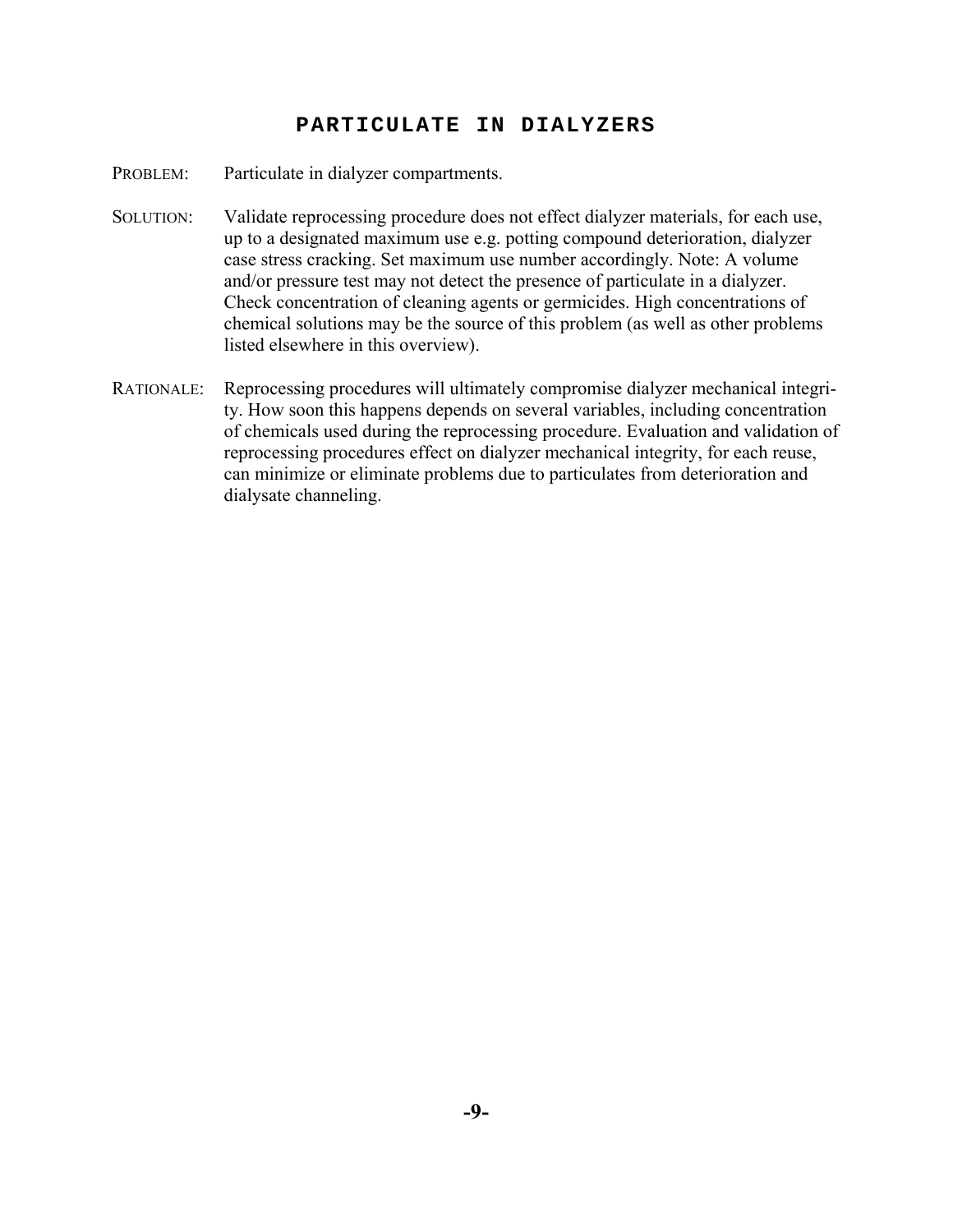## PARTICULATE IN DIALYZERS

PROBLEM: Particulate in dialyzer compartments.

SOLUTION: Validate reprocessing procedure does not effect dialyzer materials, for each use, up to a designated maximum use e.g. potting compound deterioration, dialyzer case stress cracking. Set maximum use number accordingly. Note: A volume and/or pressure test may not detect the presence of particulate in a dialyzer. Check concentration of cleaning agents or germicides. High concentrations of chemical solutions may be the source of this problem (as well as other problems listed elsewhere in this overview).

RATIONALE: Reprocessing procedures will ultimately compromise dialyzer mechanical integrity. How soon this happens depends on several variables, including concentration of chemicals used during the reprocessing procedure. Evaluation and validation of reprocessing procedures effect on dialyzer mechanical integrity, for each reuse, can minimize or eliminate problems due to particulates from deterioration and dialysate channeling.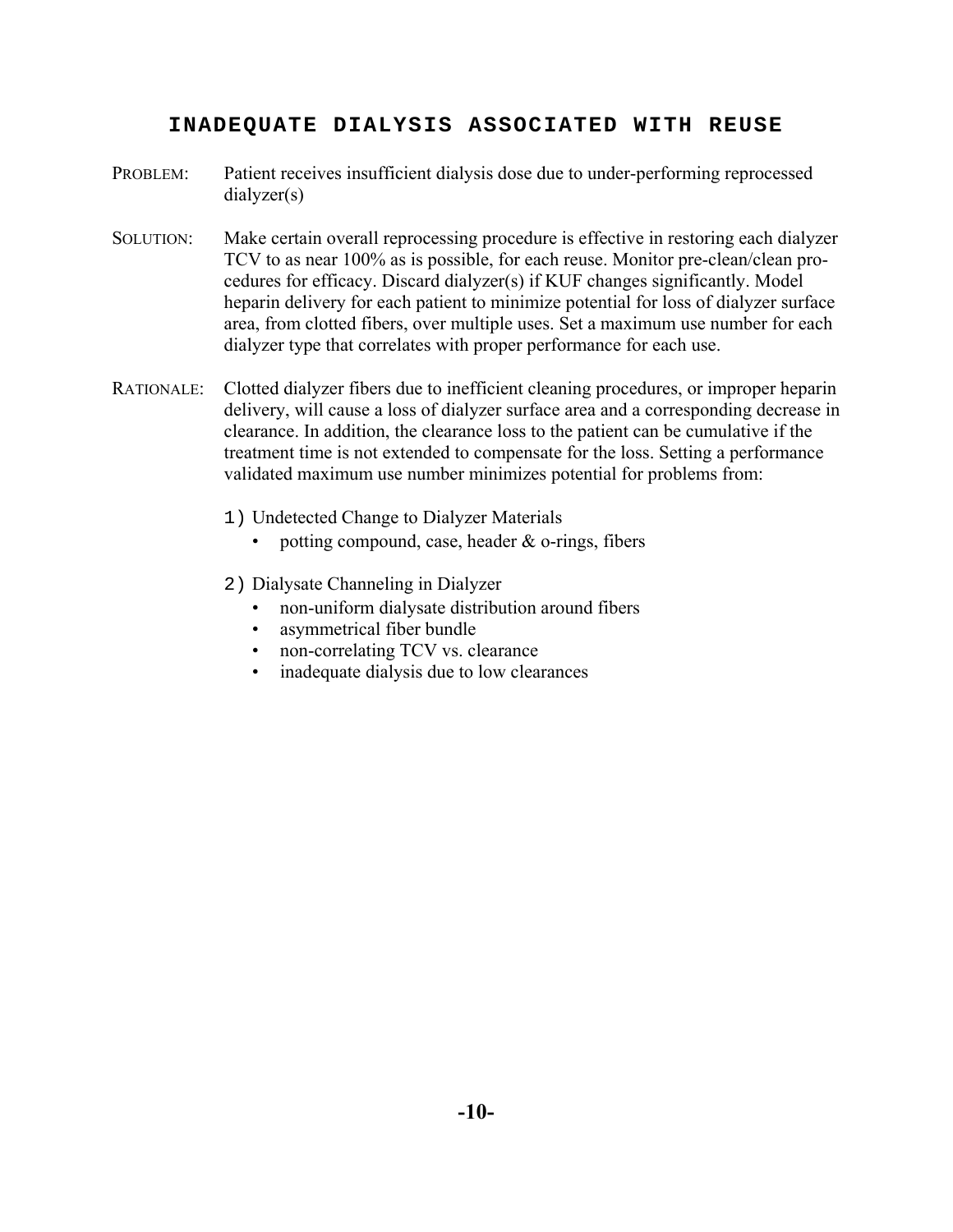## INADEQUATE DIALYSIS ASSOCIATED WITH REUSE

PROBLEM: Patient receives insufficient dialysis dose due to under-performing reprocessed dialyzer(s)

SOLUTION: Make certain overall reprocessing procedure is effective in restoring each dialyzer TCV to as near 100% as is possible, for each reuse. Monitor pre-clean/clean procedures for efficacy. Discard dialyzer(s) if KUF changes significantly. Model heparin delivery for each patient to minimize potential for loss of dialyzer surface area, from clotted fibers, over multiple uses. Set a maximum use number for each dialyzer type that correlates with proper performance for each use.

RATIONALE: Clotted dialyzer fibers due to inefficient cleaning procedures, or improper heparin delivery, will cause a loss of dialyzer surface area and a corresponding decrease in clearance. In addition, the clearance loss to the patient can be cumulative if the treatment time is not extended to compensate for the loss. Setting a performance validated maximum use number minimizes potential for problems from:

1) Undetected Change to Dialyzer Materials
   - potting compound, case, header & o-rings, fibers

2) Dialysate Channeling in Dialyzer
   - non-uniform dialysate distribution around fibers
   - asymmetrical fiber bundle
   - non-correlating TCV vs. clearance
   - inadequate dialysis due to low clearances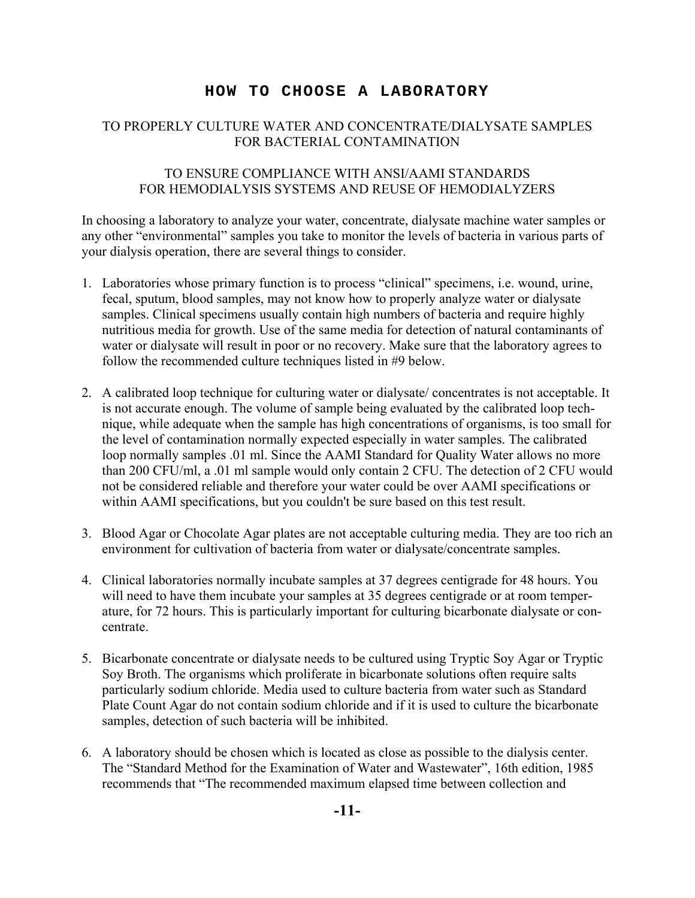# HOW TO CHOOSE A LABORATORY

TO PROPERLY CULTURE WATER AND CONCENTRATE/DIALYSATE SAMPLES FOR BACTERIAL CONTAMINATION

TO ENSURE COMPLIANCE WITH ANSI/AAMI STANDARDS FOR HEMODIALYSIS SYSTEMS AND REUSE OF HEMODIALYZERS

In choosing a laboratory to analyze your water, concentrate, dialysate machine water samples or any other "environmental" samples you take to monitor the levels of bacteria in various parts of your dialysis operation, there are several things to consider.

1. Laboratories whose primary function is to process "clinical" specimens, i.e. wound, urine, fecal, sputum, blood samples, may not know how to properly analyze water or dialysate samples. Clinical specimens usually contain high numbers of bacteria and require highly nutritious media for growth. Use of the same media for detection of natural contaminants of water or dialysate will result in poor or no recovery. Make sure that the laboratory agrees to follow the recommended culture techniques listed in #9 below.

2. A calibrated loop technique for culturing water or dialysate/ concentrates is not acceptable. It is not accurate enough. The volume of sample being evaluated by the calibrated loop technique, while adequate when the sample has high concentrations of organisms, is too small for the level of contamination normally expected especially in water samples. The calibrated loop normally samples .01 ml. Since the AAMI Standard for Quality Water allows no more than 200 CFU/ml, a .01 ml sample would only contain 2 CFU. The detection of 2 CFU would not be considered reliable and therefore your water could be over AAMI specifications or within AAMI specifications, but you couldn't be sure based on this test result.

3. Blood Agar or Chocolate Agar plates are not acceptable culturing media. They are too rich an environment for cultivation of bacteria from water or dialysate/concentrate samples.

4. Clinical laboratories normally incubate samples at 37 degrees centigrade for 48 hours. You will need to have them incubate your samples at 35 degrees centigrade or at room temperature, for 72 hours. This is particularly important for culturing bicarbonate dialysate or concentrate.

5. Bicarbonate concentrate or dialysate needs to be cultured using Tryptic Soy Agar or Tryptic Soy Broth. The organisms which proliferate in bicarbonate solutions often require salts particularly sodium chloride. Media used to culture bacteria from water such as Standard Plate Count Agar do not contain sodium chloride and if it is used to culture the bicarbonate samples, detection of such bacteria will be inhibited.

6. A laboratory should be chosen which is located as close as possible to the dialysis center. The "Standard Method for the Examination of Water and Wastewater", 16th edition, 1985 recommends that "The recommended maximum elapsed time between collection and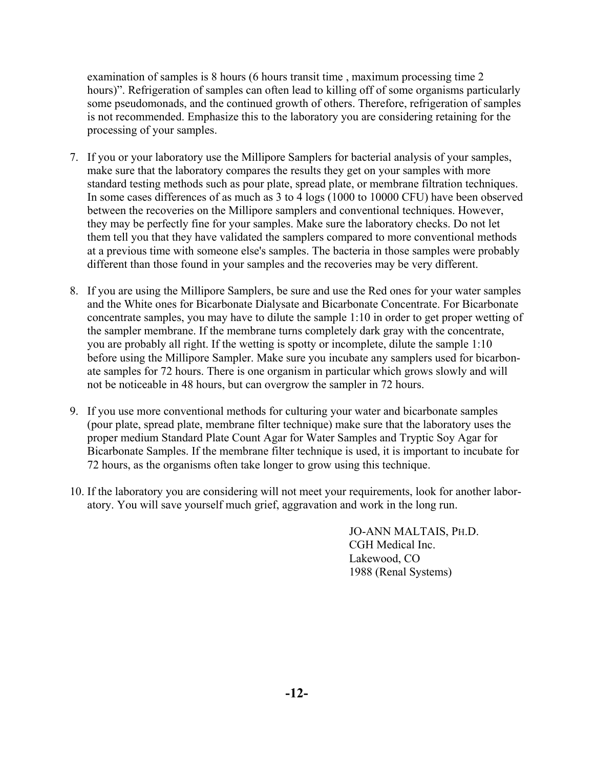examination of samples is 8 hours (6 hours transit time , maximum processing time 2 hours)". Refrigeration of samples can often lead to killing off of some organisms particularly some pseudomonads, and the continued growth of others. Therefore, refrigeration of samples is not recommended. Emphasize this to the laboratory you are considering retaining for the processing of your samples.

7. If you or your laboratory use the Millipore Samplers for bacterial analysis of your samples, make sure that the laboratory compares the results they get on your samples with more standard testing methods such as pour plate, spread plate, or membrane filtration techniques. In some cases differences of as much as 3 to 4 logs (1000 to 10000 CFU) have been observed between the recoveries on the Millipore samplers and conventional techniques. However, they may be perfectly fine for your samples. Make sure the laboratory checks. Do not let them tell you that they have validated the samplers compared to more conventional methods at a previous time with someone else's samples. The bacteria in those samples were probably different than those found in your samples and the recoveries may be very different.

8. If you are using the Millipore Samplers, be sure and use the Red ones for your water samples and the White ones for Bicarbonate Dialysate and Bicarbonate Concentrate. For Bicarbonate concentrate samples, you may have to dilute the sample 1:10 in order to get proper wetting of the sampler membrane. If the membrane turns completely dark gray with the concentrate, you are probably all right. If the wetting is spotty or incomplete, dilute the sample 1:10 before using the Millipore Sampler. Make sure you incubate any samplers used for bicarbonate samples for 72 hours. There is one organism in particular which grows slowly and will not be noticeable in 48 hours, but can overgrow the sampler in 72 hours.

9. If you use more conventional methods for culturing your water and bicarbonate samples (pour plate, spread plate, membrane filter technique) make sure that the laboratory uses the proper medium Standard Plate Count Agar for Water Samples and Tryptic Soy Agar for Bicarbonate Samples. If the membrane filter technique is used, it is important to incubate for 72 hours, as the organisms often take longer to grow using this technique.

10. If the laboratory you are considering will not meet your requirements, look for another laboratory. You will save yourself much grief, aggravation and work in the long run.

JO-ANN MALTAIS, PH.D.
CGH Medical Inc.
Lakewood, CO
1988 (Renal Systems)